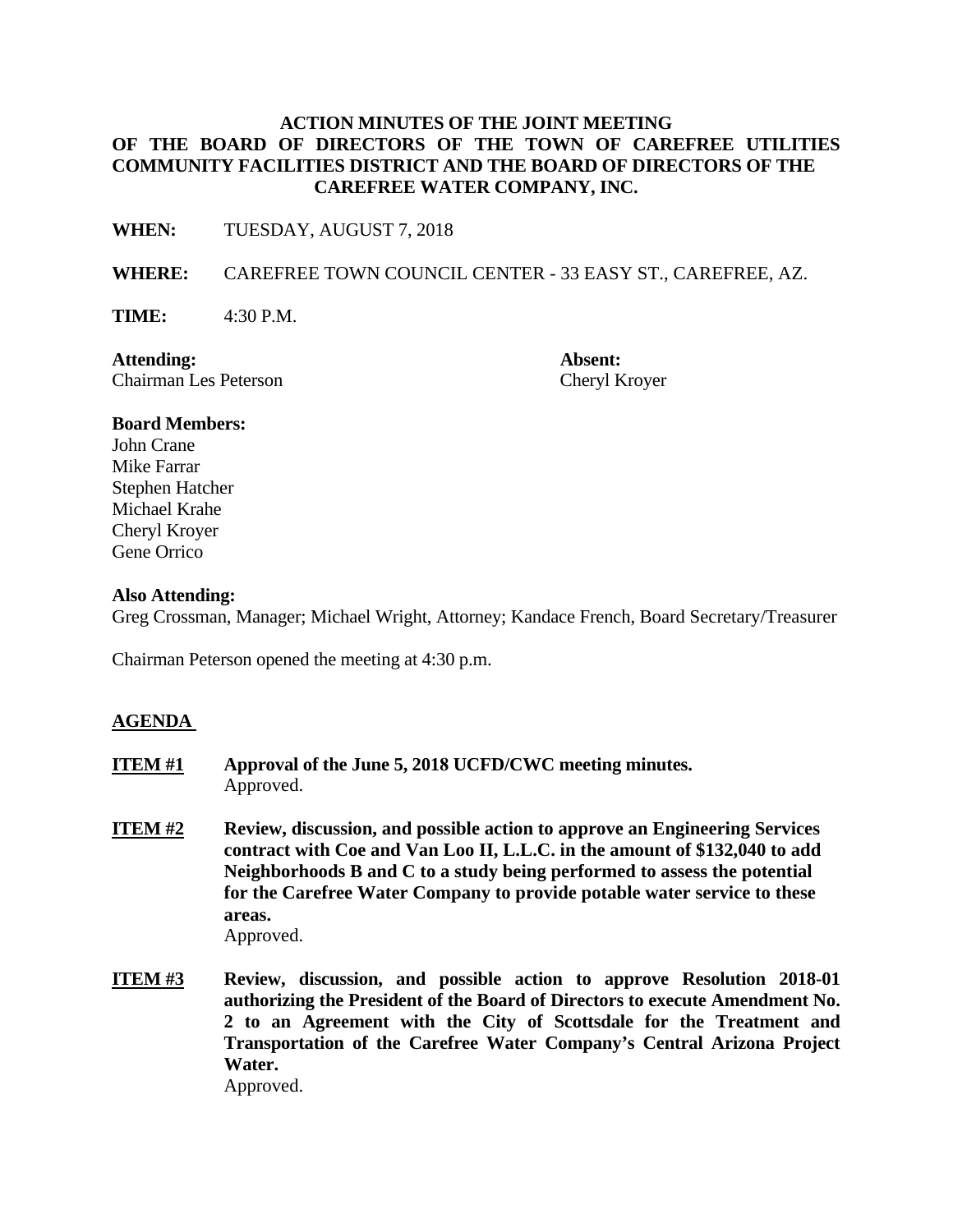# ACTION MINUTES OF THE JOINT MEETING OF THE BOARD OF DIRECTORS OF THE TOWN OF CAREFREE UTILITIES COMMUNITY FACILITIES DISTRICT AND THE BOARD OF DIRECTORS OF THE CAREFREE WATER COMPANY, INC.

**WHEN:** TUESDAY, AUGUST 7, 2018

**WHERE:** CAREFREE TOWN COUNCIL CENTER - 33 EASY ST., CAREFREE, AZ.

**TIME:** 4:30 P.M.

**Attending:**
Chairman Les Peterson

**Absent:**
Cheryl Kroyer

**Board Members:**
John Crane
Mike Farrar
Stephen Hatcher
Michael Krahe
Cheryl Kroyer
Gene Orrico

**Also Attending:**
Greg Crossman, Manager; Michael Wright, Attorney; Kandace French, Board Secretary/Treasurer

Chairman Peterson opened the meeting at 4:30 p.m.

## AGENDA

**ITEM #1** **Approval of the June 5, 2018 UCFD/CWC meeting minutes.**
Approved.

**ITEM #2** **Review, discussion, and possible action to approve an Engineering Services contract with Coe and Van Loo II, L.L.C. in the amount of $132,040 to add Neighborhoods B and C to a study being performed to assess the potential for the Carefree Water Company to provide potable water service to these areas.**
Approved.

**ITEM #3** **Review, discussion, and possible action to approve Resolution 2018-01 authorizing the President of the Board of Directors to execute Amendment No. 2 to an Agreement with the City of Scottsdale for the Treatment and Transportation of the Carefree Water Company's Central Arizona Project Water.**
Approved.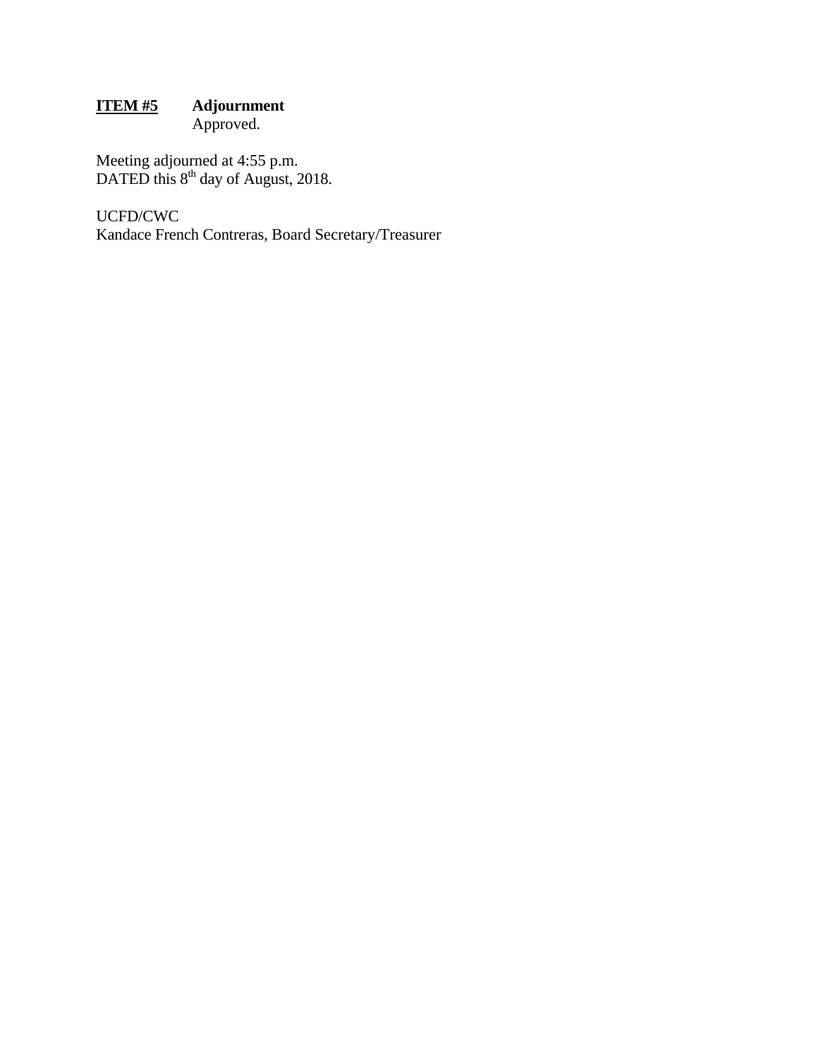**<u>ITEM #5</u>** **Adjournment**
Approved.

Meeting adjourned at 4:55 p.m.
DATED this 8th day of August, 2018.

UCFD/CWC
Kandace French Contreras, Board Secretary/Treasurer